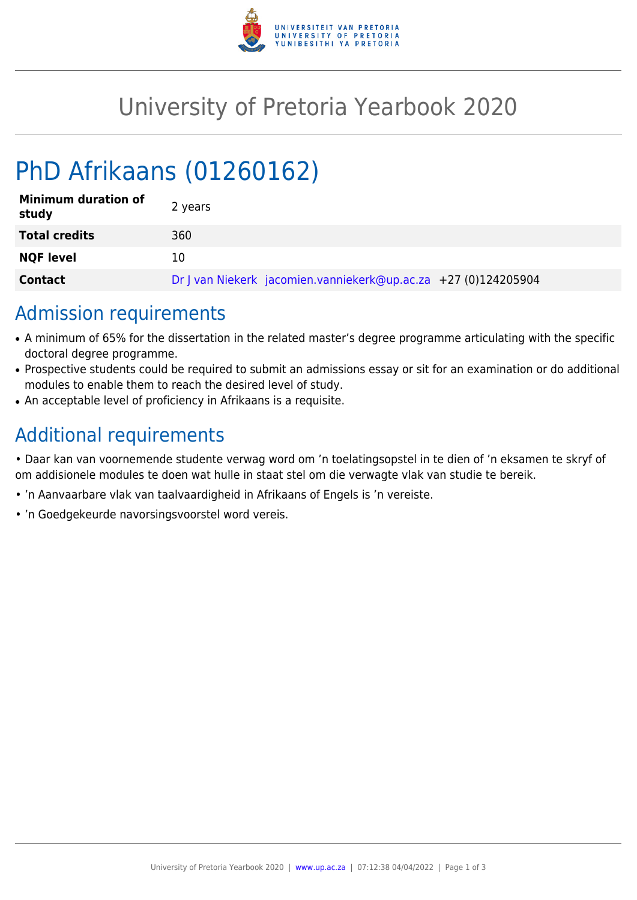# University of Pretoria Yearbook 2020

# PhD Afrikaans (01260162)

| | |
|---|---|
| **Minimum duration of study** | 2 years |
| **Total credits** | 360 |
| **NQF level** | 10 |
| **Contact** | Dr J van Niekerk jacomien.vanniekerk@up.ac.za +27 (0)124205904 |

## Admission requirements

- A minimum of 65% for the dissertation in the related master's degree programme articulating with the specific doctoral degree programme.
- Prospective students could be required to submit an admissions essay or sit for an examination or do additional modules to enable them to reach the desired level of study.
- An acceptable level of proficiency in Afrikaans is a requisite.

## Additional requirements

• Daar kan van voornemende studente verwag word om 'n toelatingsopstel in te dien of 'n eksamen te skryf of om addisionele modules te doen wat hulle in staat stel om die verwagte vlak van studie te bereik.

• 'n Aanvaarbare vlak van taalvaardigheid in Afrikaans of Engels is 'n vereiste.

• 'n Goedgekeurde navorsingsvoorstel word vereis.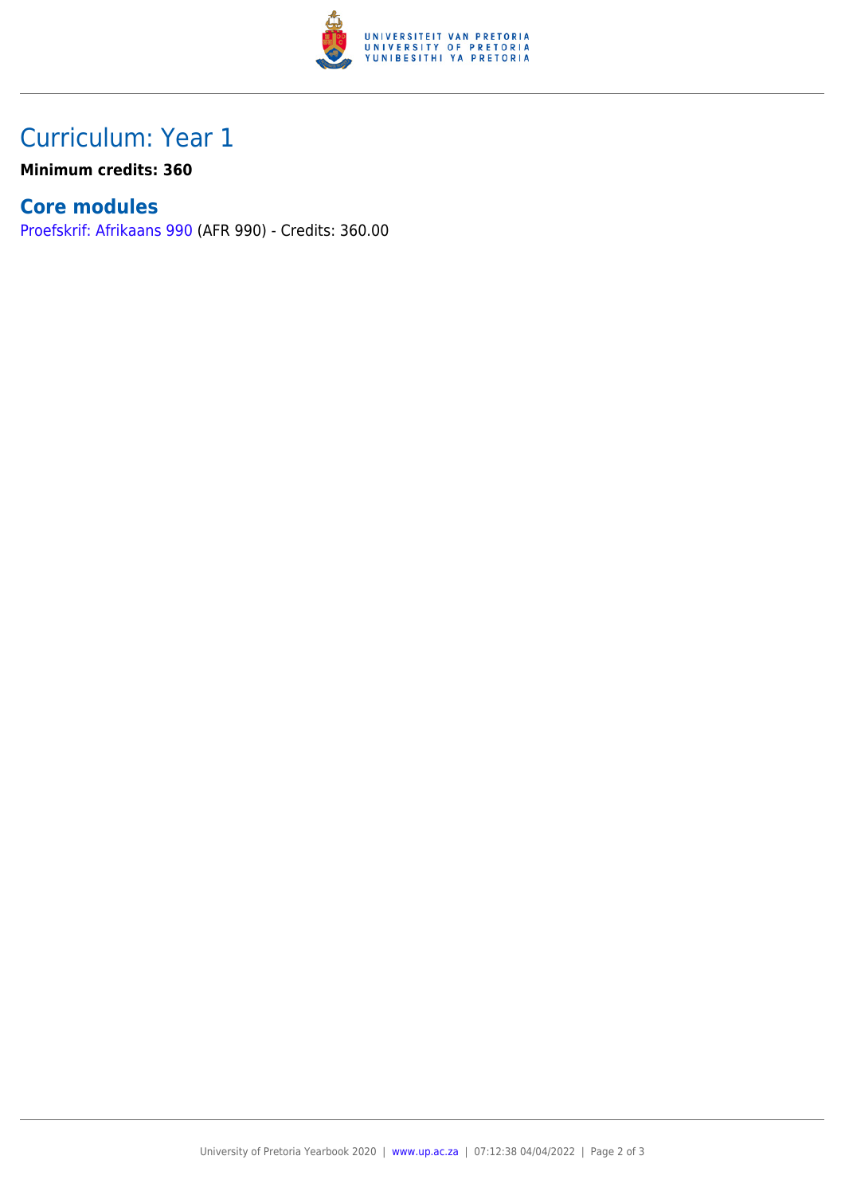# Curriculum: Year 1

**Minimum credits: 360**

## Core modules

Proefskrif: Afrikaans 990 (AFR 990) - Credits: 360.00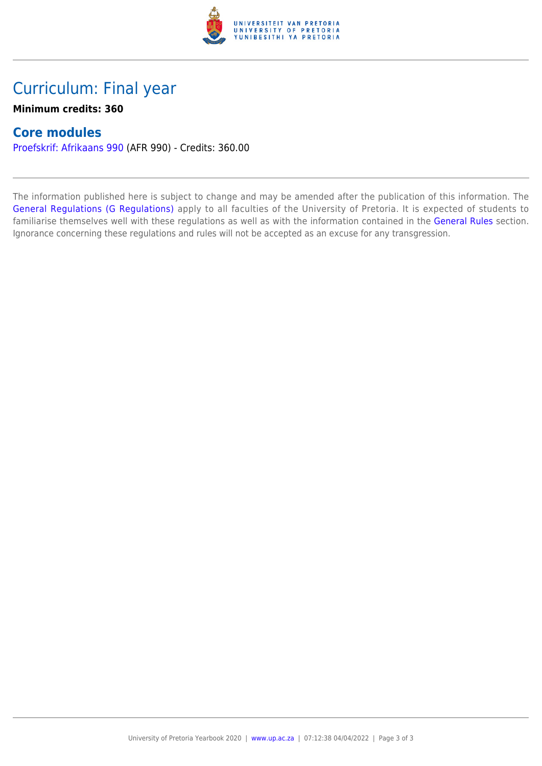# Curriculum: Final year

**Minimum credits: 360**

## Core modules

Proefskrif: Afrikaans 990 (AFR 990) - Credits: 360.00

The information published here is subject to change and may be amended after the publication of this information. The General Regulations (G Regulations) apply to all faculties of the University of Pretoria. It is expected of students to familiarise themselves well with these regulations as well as with the information contained in the General Rules section. Ignorance concerning these regulations and rules will not be accepted as an excuse for any transgression.